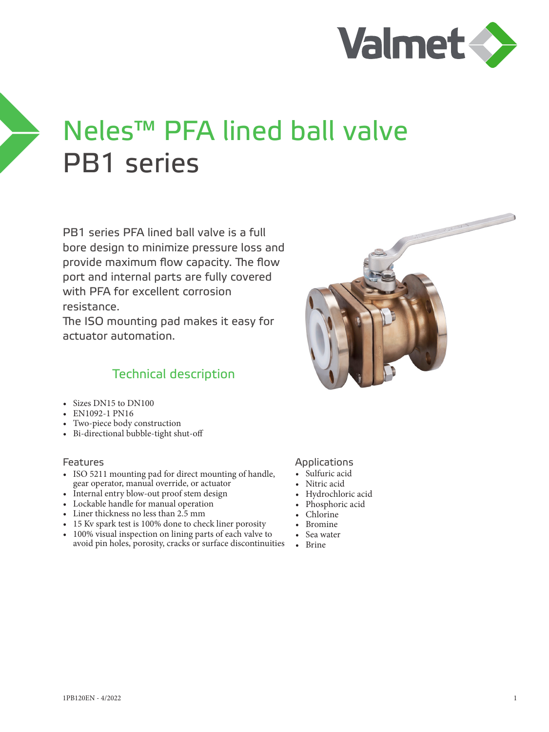# Neles™ PFA lined ball valve
# PB1 series

PB1 series PFA lined ball valve is a full bore design to minimize pressure loss and provide maximum flow capacity. The flow port and internal parts are fully covered with PFA for excellent corrosion resistance.
The ISO mounting pad makes it easy for actuator automation.

## Technical description

- Sizes DN15 to DN100
- EN1092-1 PN16
- Two-piece body construction
- Bi-directional bubble-tight shut-off

### Features

- ISO 5211 mounting pad for direct mounting of handle, gear operator, manual override, or actuator
- Internal entry blow-out proof stem design
- Lockable handle for manual operation
- Liner thickness no less than 2.5 mm
- 15 Kv spark test is 100% done to check liner porosity
- 100% visual inspection on lining parts of each valve to avoid pin holes, porosity, cracks or surface discontinuities

### Applications

- Sulfuric acid
- Nitric acid
- Hydrochloric acid
- Phosphoric acid
- Chlorine
- Bromine
- Sea water
- Brine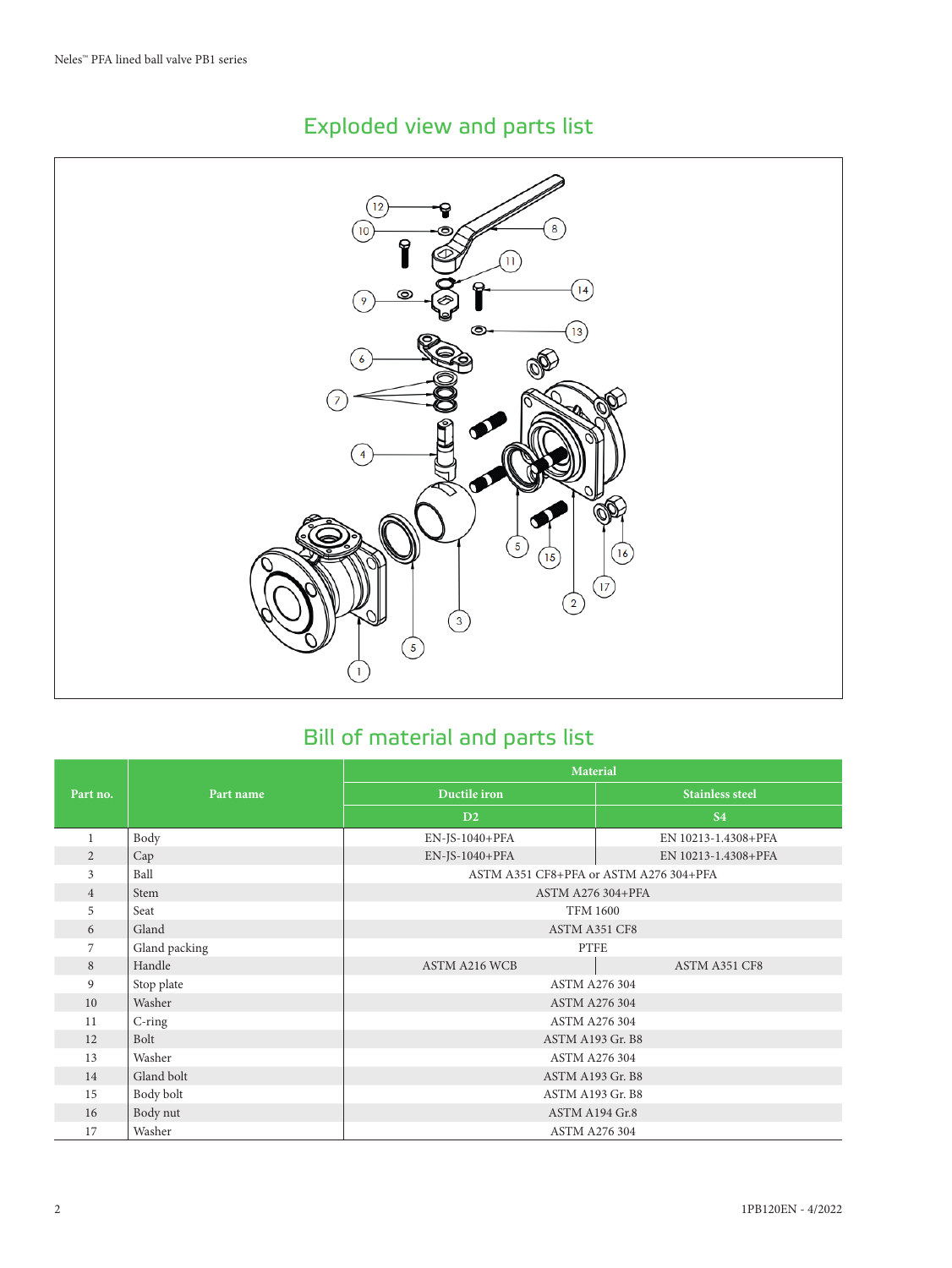## Exploded view and parts list

## Bill of material and parts list

| Part no. | Part name | Material | |
|---|---|---|---|
| | | Ductile iron | Stainless steel |
| | | D2 | S4 |
| 1 | Body | EN-JS-1040+PFA | EN 10213-1.4308+PFA |
| 2 | Cap | EN-JS-1040+PFA | EN 10213-1.4308+PFA |
| 3 | Ball | ASTM A351 CF8+PFA or ASTM A276 304+PFA | |
| 4 | Stem | ASTM A276 304+PFA | |
| 5 | Seat | TFM 1600 | |
| 6 | Gland | ASTM A351 CF8 | |
| 7 | Gland packing | PTFE | |
| 8 | Handle | ASTM A216 WCB | ASTM A351 CF8 |
| 9 | Stop plate | ASTM A276 304 | |
| 10 | Washer | ASTM A276 304 | |
| 11 | C-ring | ASTM A276 304 | |
| 12 | Bolt | ASTM A193 Gr. B8 | |
| 13 | Washer | ASTM A276 304 | |
| 14 | Gland bolt | ASTM A193 Gr. B8 | |
| 15 | Body bolt | ASTM A193 Gr. B8 | |
| 16 | Body nut | ASTM A194 Gr.8 | |
| 17 | Washer | ASTM A276 304 | |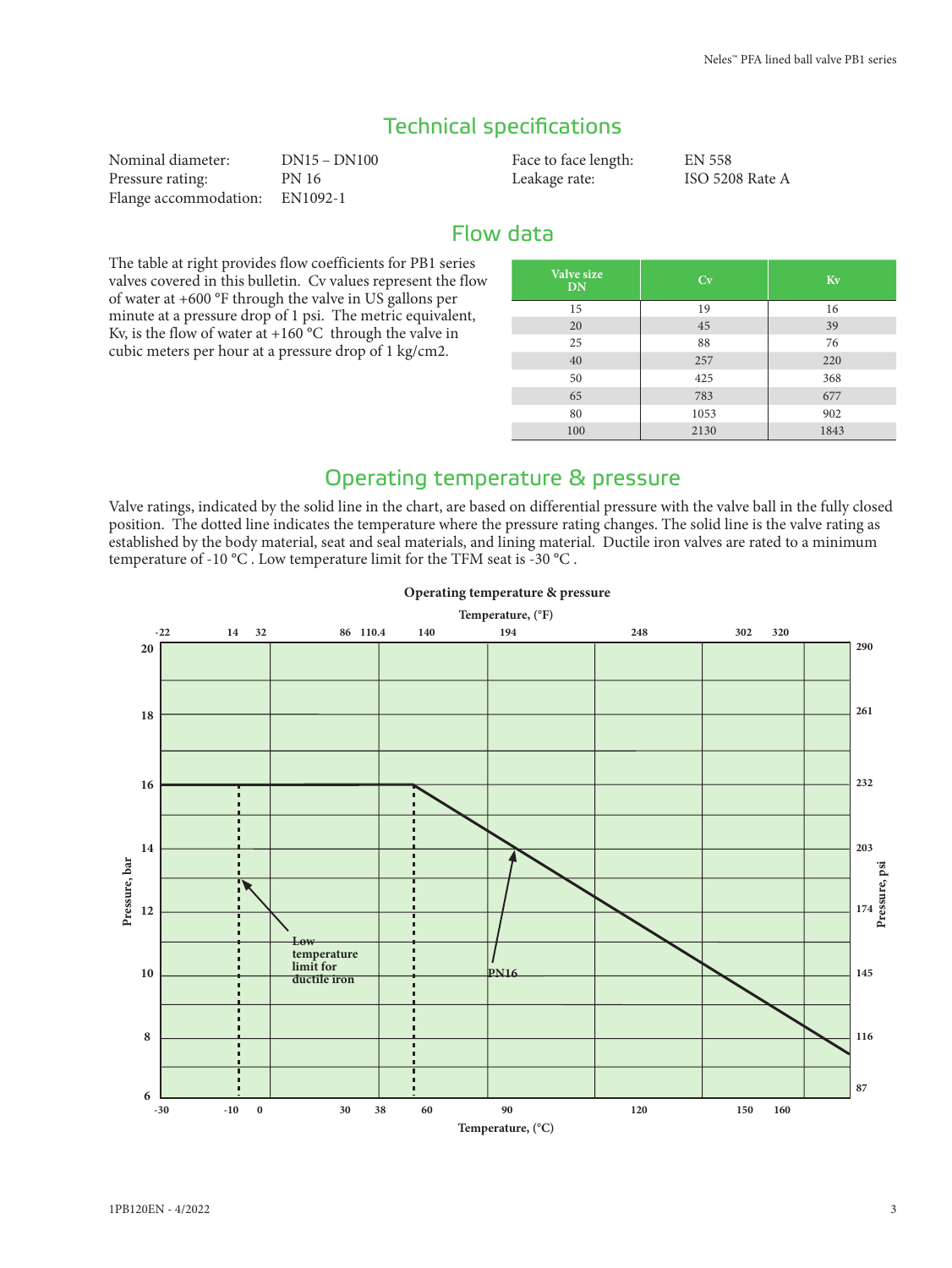## Technical specifications

Nominal diameter: DN15 – DN100
Pressure rating: PN 16
Flange accommodation: EN1092-1
Face to face length: EN 558
Leakage rate: ISO 5208 Rate A

## Flow data

The table at right provides flow coefficients for PB1 series valves covered in this bulletin. Cv values represent the flow of water at +600 °F through the valve in US gallons per minute at a pressure drop of 1 psi. The metric equivalent, Kv, is the flow of water at +160 °C through the valve in cubic meters per hour at a pressure drop of 1 kg/cm2.

| Valve size DN | Cv | Kv |
|---|---|---|
| 15 | 19 | 16 |
| 20 | 45 | 39 |
| 25 | 88 | 76 |
| 40 | 257 | 220 |
| 50 | 425 | 368 |
| 65 | 783 | 677 |
| 80 | 1053 | 902 |
| 100 | 2130 | 1843 |

## Operating temperature & pressure

Valve ratings, indicated by the solid line in the chart, are based on differential pressure with the valve ball in the fully closed position. The dotted line indicates the temperature where the pressure rating changes. The solid line is the valve rating as established by the body material, seat and seal materials, and lining material. Ductile iron valves are rated to a minimum temperature of -10 °C . Low temperature limit for the TFM seat is -30 °C .

**Operating temperature & pressure**

Temperature, (°F): -22, 14, 32, 86, 110.4, 140, 194, 248, 302, 320

Temperature, (°C): -30, -10, 0, 30, 38, 60, 90, 120, 150, 160

Pressure, bar: 6, 8, 10, 12, 14, 16, 18, 20

Pressure, psi: 87, 116, 145, 174, 203, 232, 261, 290

Low temperature limit for ductile iron

PN16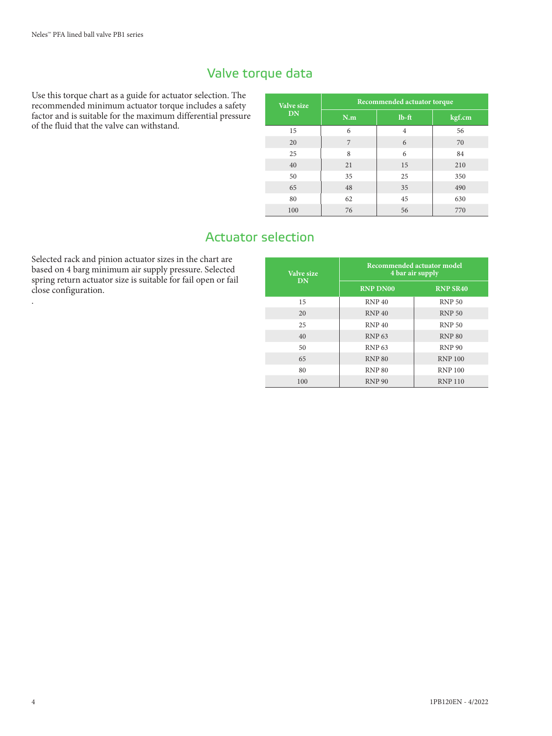## Valve torque data

Use this torque chart as a guide for actuator selection. The recommended minimum actuator torque includes a safety factor and is suitable for the maximum differential pressure of the fluid that the valve can withstand.

| Valve size DN | Recommended actuator torque | | |
|---|---|---|---|
| | N.m | lb-ft | kgf.cm |
| 15 | 6 | 4 | 56 |
| 20 | 7 | 6 | 70 |
| 25 | 8 | 6 | 84 |
| 40 | 21 | 15 | 210 |
| 50 | 35 | 25 | 350 |
| 65 | 48 | 35 | 490 |
| 80 | 62 | 45 | 630 |
| 100 | 76 | 56 | 770 |

## Actuator selection

Selected rack and pinion actuator sizes in the chart are based on 4 barg minimum air supply pressure. Selected spring return actuator size is suitable for fail open or fail close configuration.

.

| Valve size DN | Recommended actuator model 4 bar air supply | |
|---|---|---|
| | RNP DN00 | RNP SR40 |
| 15 | RNP 40 | RNP 50 |
| 20 | RNP 40 | RNP 50 |
| 25 | RNP 40 | RNP 50 |
| 40 | RNP 63 | RNP 80 |
| 50 | RNP 63 | RNP 90 |
| 65 | RNP 80 | RNP 100 |
| 80 | RNP 80 | RNP 100 |
| 100 | RNP 90 | RNP 110 |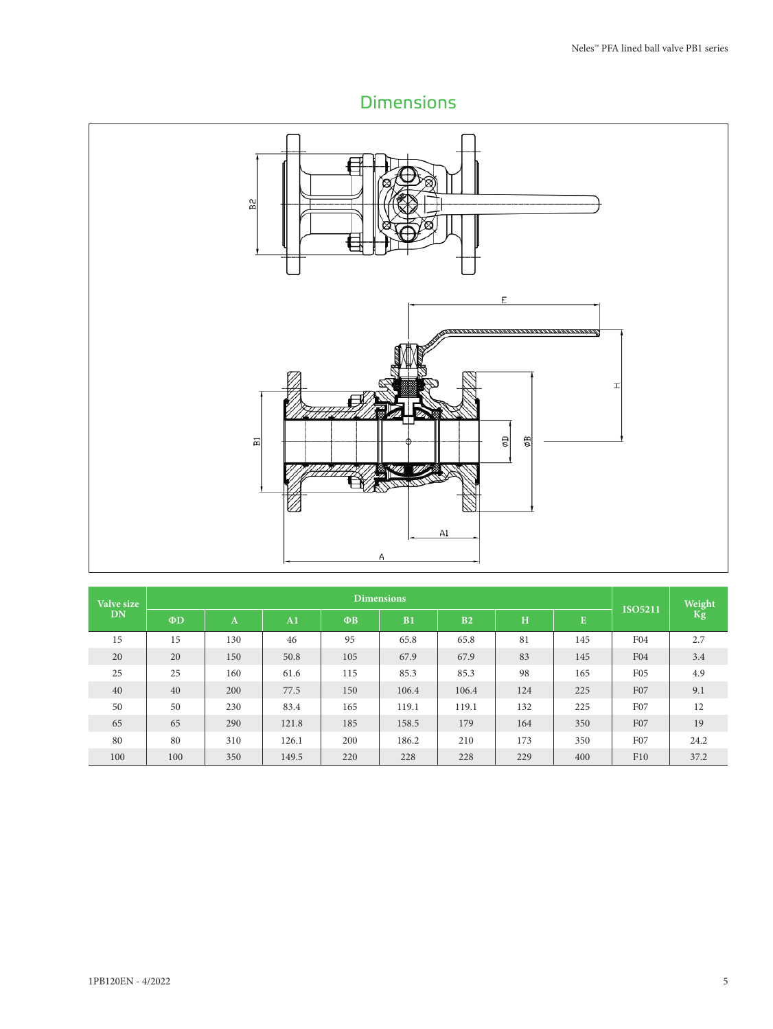## Dimensions

| Valve size DN | Dimensions | | | | | | | | ISO5211 | Weight Kg |
|---|---|---|---|---|---|---|---|---|---|---|
| | ΦD | A | A1 | ΦB | B1 | B2 | H | E | | |
| 15 | 15 | 130 | 46 | 95 | 65.8 | 65.8 | 81 | 145 | F04 | 2.7 |
| 20 | 20 | 150 | 50.8 | 105 | 67.9 | 67.9 | 83 | 145 | F04 | 3.4 |
| 25 | 25 | 160 | 61.6 | 115 | 85.3 | 85.3 | 98 | 165 | F05 | 4.9 |
| 40 | 40 | 200 | 77.5 | 150 | 106.4 | 106.4 | 124 | 225 | F07 | 9.1 |
| 50 | 50 | 230 | 83.4 | 165 | 119.1 | 119.1 | 132 | 225 | F07 | 12 |
| 65 | 65 | 290 | 121.8 | 185 | 158.5 | 179 | 164 | 350 | F07 | 19 |
| 80 | 80 | 310 | 126.1 | 200 | 186.2 | 210 | 173 | 350 | F07 | 24.2 |
| 100 | 100 | 350 | 149.5 | 220 | 228 | 228 | 229 | 400 | F10 | 37.2 |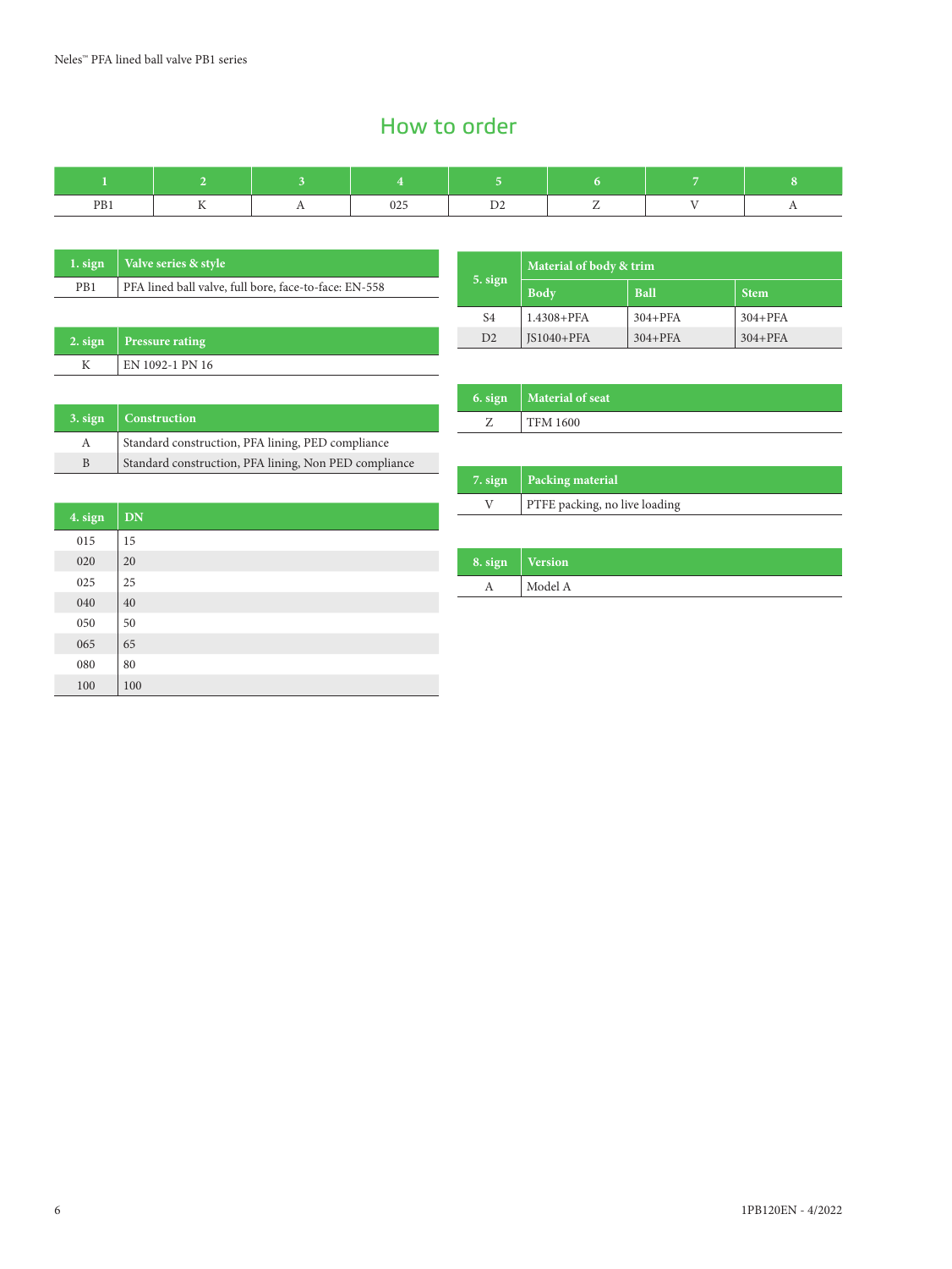# How to order

| 1 | 2 | 3 | 4 | 5 | 6 | 7 | 8 |
|---|---|---|---|---|---|---|---|
| PB1 | K | A | 025 | D2 | Z | V | A |

| 1. sign | Valve series & style |
|---|---|
| PB1 | PFA lined ball valve, full bore, face-to-face: EN-558 |

| 2. sign | Pressure rating |
|---|---|
| K | EN 1092-1 PN 16 |

| 3. sign | Construction |
|---|---|
| A | Standard construction, PFA lining, PED compliance |
| B | Standard construction, PFA lining, Non PED compliance |

| 4. sign | DN |
|---|---|
| 015 | 15 |
| 020 | 20 |
| 025 | 25 |
| 040 | 40 |
| 050 | 50 |
| 065 | 65 |
| 080 | 80 |
| 100 | 100 |

| 5. sign | Material of body & trim | | |
|---|---|---|---|
| | Body | Ball | Stem |
| S4 | 1.4308+PFA | 304+PFA | 304+PFA |
| D2 | JS1040+PFA | 304+PFA | 304+PFA |

| 6. sign | Material of seat |
|---|---|
| Z | TFM 1600 |

| 7. sign | Packing material |
|---|---|
| V | PTFE packing, no live loading |

| 8. sign | Version |
|---|---|
| A | Model A |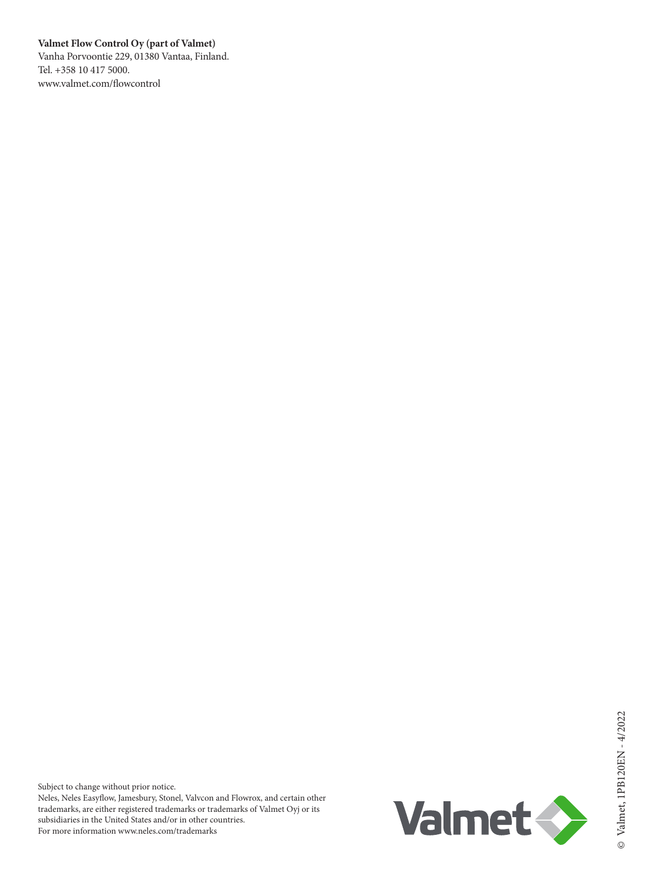**Valmet Flow Control Oy (part of Valmet)**
Vanha Porvoontie 229, 01380 Vantaa, Finland.
Tel. +358 10 417 5000.
www.valmet.com/flowcontrol

Subject to change without prior notice.
Neles, Neles Easyflow, Jamesbury, Stonel, Valvcon and Flowrox, and certain other trademarks, are either registered trademarks or trademarks of Valmet Oyj or its subsidiaries in the United States and/or in other countries.
For more information www.neles.com/trademarks

© Valmet, 1PB120EN - 4/2022